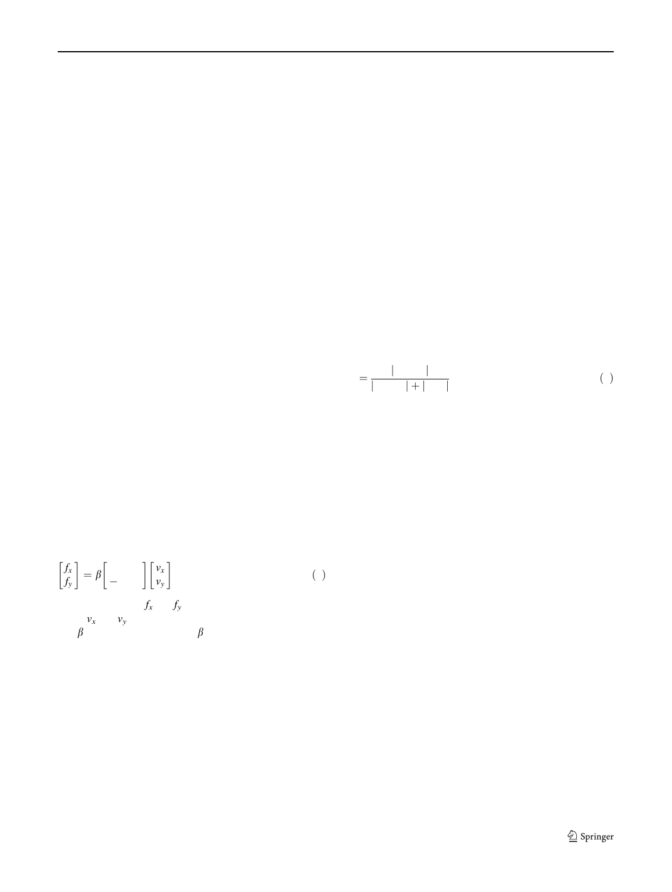$$= \frac{|\quad|}{|\quad| + |\quad|} \qquad (\ )$$

$$\begin{bmatrix} f_x \\ f_y \end{bmatrix} = \beta \begin{bmatrix} & \\ - & \end{bmatrix} \begin{bmatrix} v_x \\ v_y \end{bmatrix} \qquad (\ )$$

$f_x$ $f_y$

$v_x$ $v_y$

$\beta$ $\beta$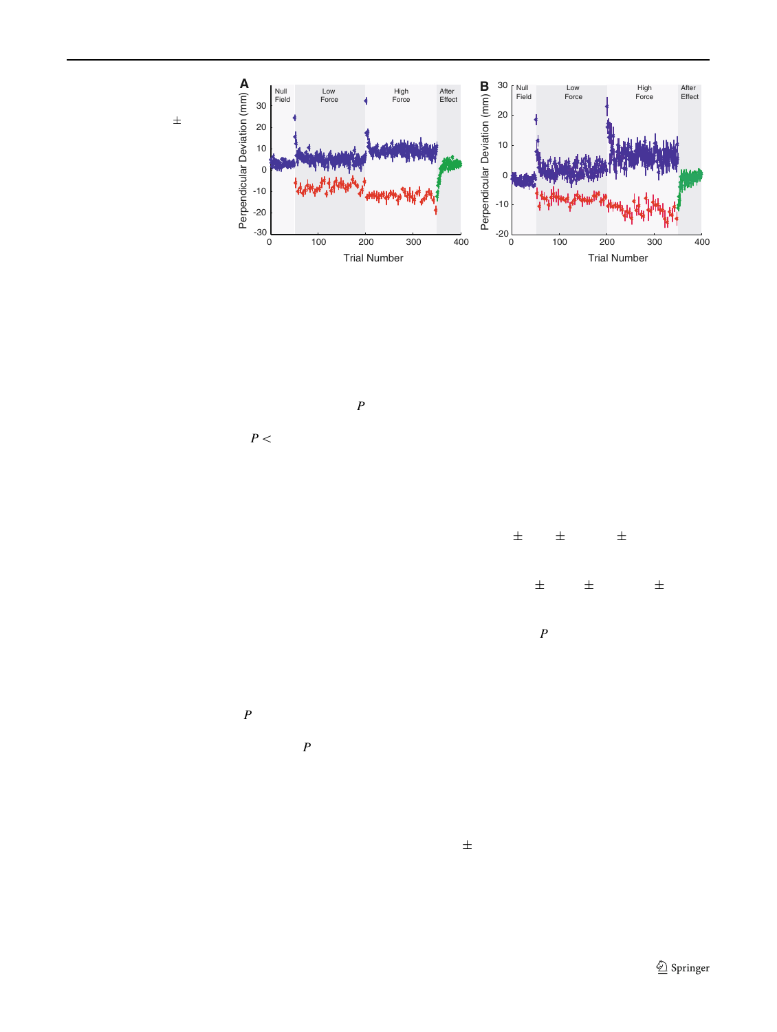**A**

| Null Field | Low Force | High Force | After Effect |
|---|---|---|---|

Perpendicular Deviation (mm)

Trial Number

**B**

| Null Field | Low Force | High Force | After Effect |
|---|---|---|---|

Perpendicular Deviation (mm)

Trial Number

±

$P$

$P <$

± ± ±

± ± ±

$P$

$P$

$P$

±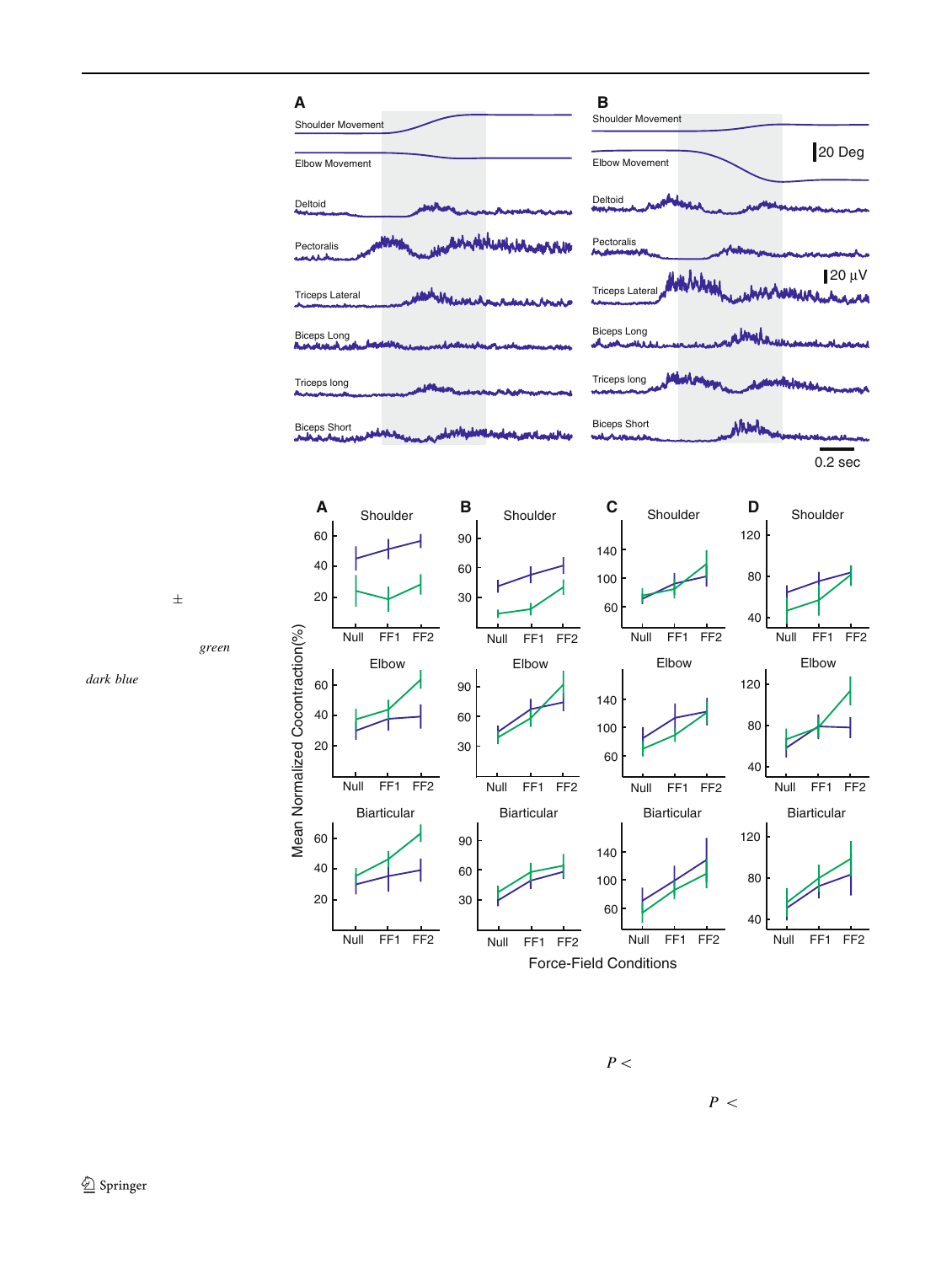±

*green*

*dark blue*

$P <$

$P <$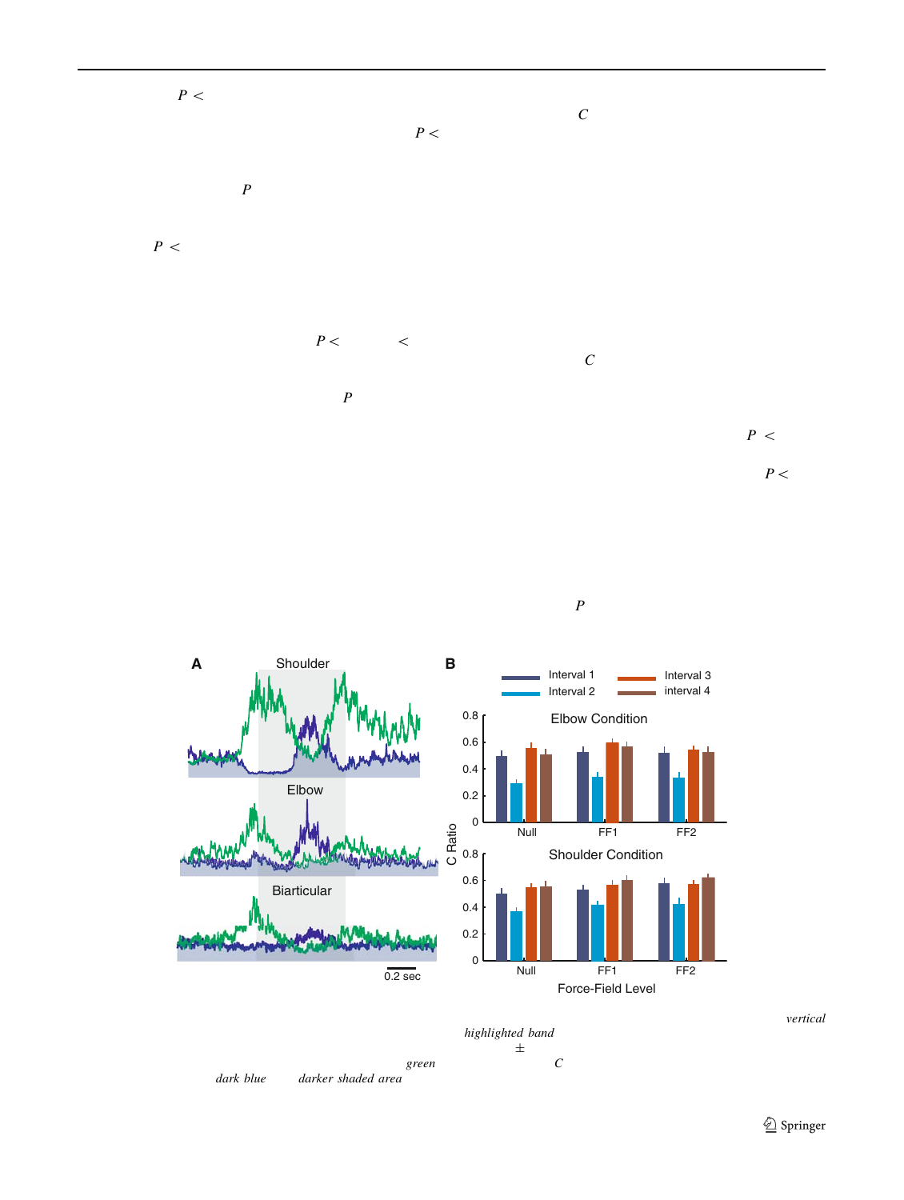$P <$

$C$

$P <$

$P$

$P <$

$P <$ $<$

$C$

$P$

$P <$

$P <$

$P$

*vertical*

*highlighted band*

$\pm$

*green* $C$

*dark blue* *darker shaded area*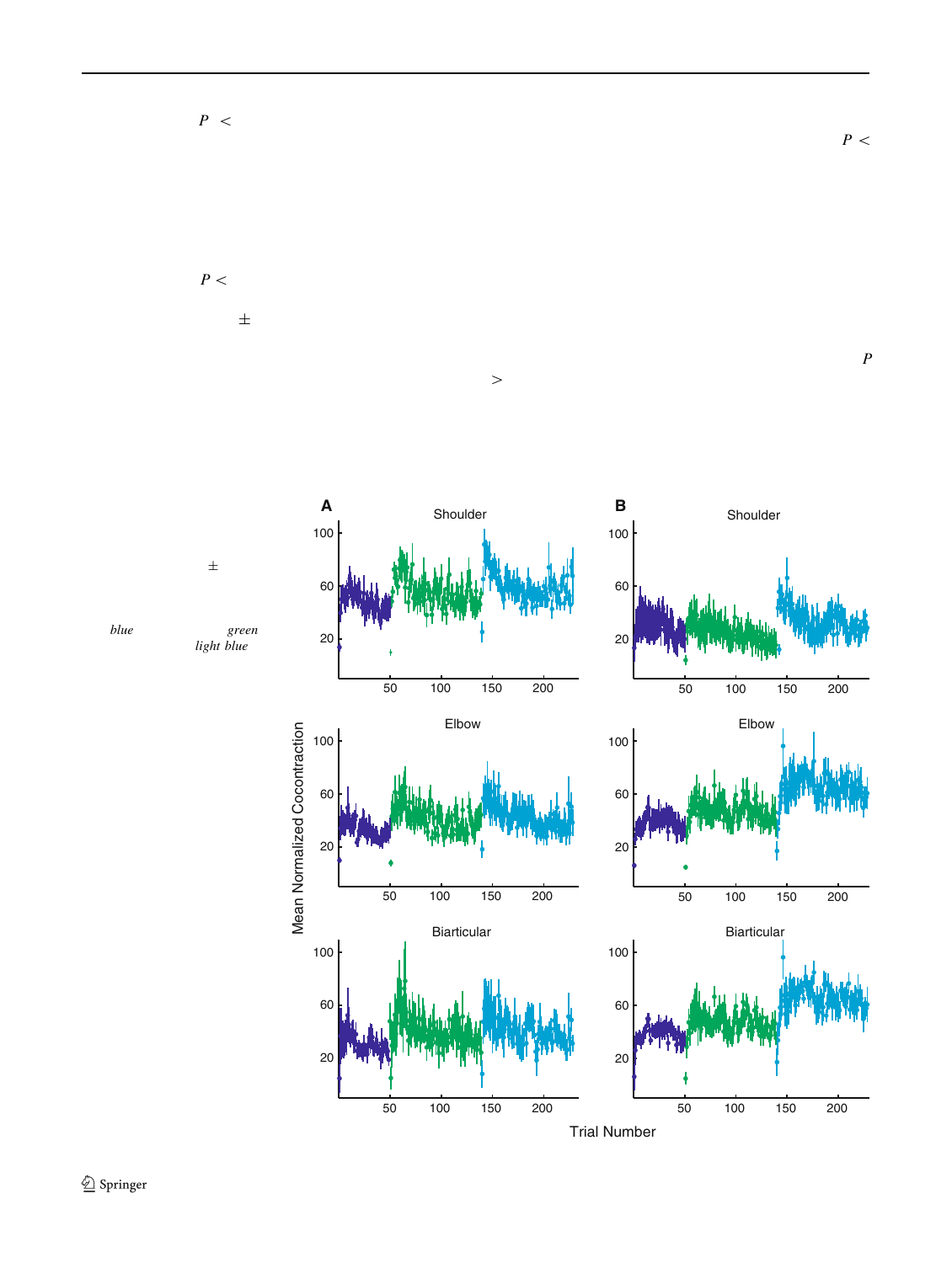$P <$

$P <$

$P <$

$\pm$

$P$

$>$

$\pm$

*blue* *green* *light blue*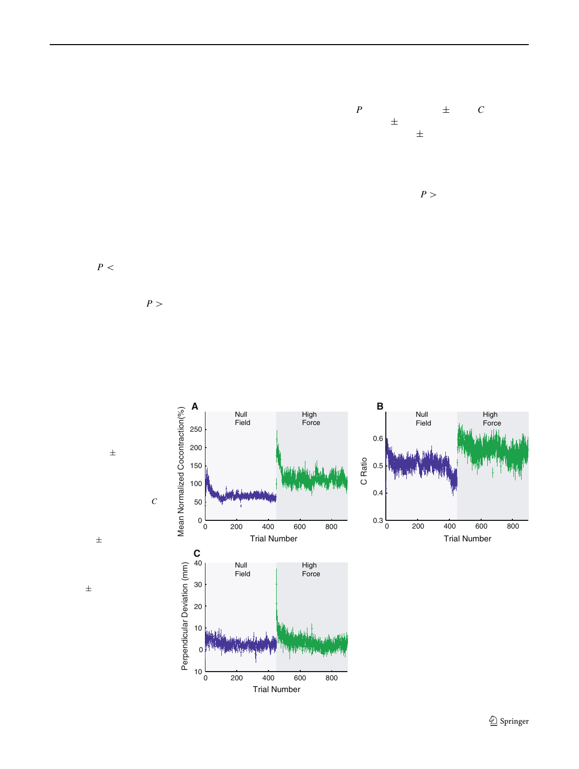$P$ ± $C$

±

±

$P >$

$P <$

$P >$

±

$C$

±

±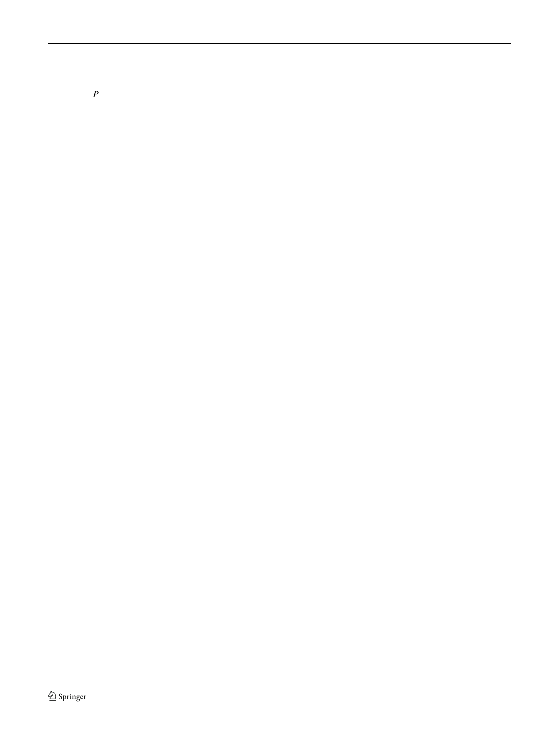$P$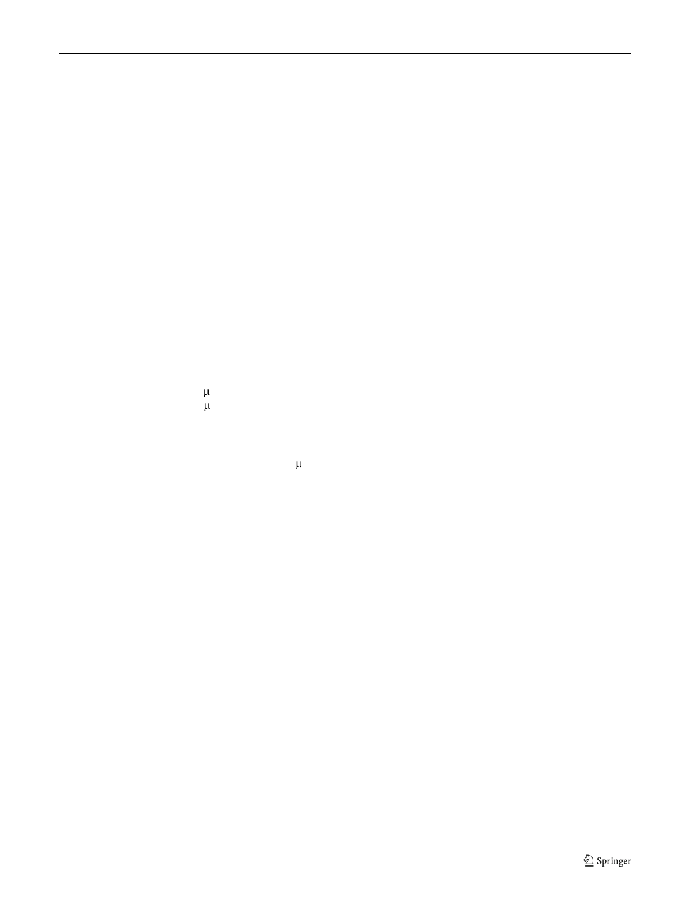μ

μ

μ